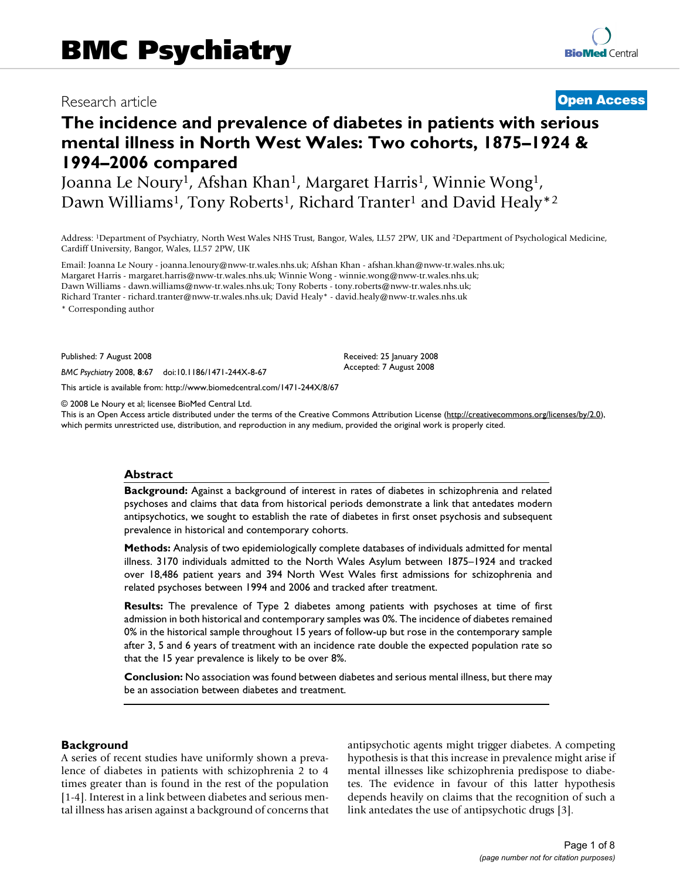# BMC Psychiatry

Research article

**Open Access**

# The incidence and prevalence of diabetes in patients with serious mental illness in North West Wales: Two cohorts, 1875–1924 & 1994–2006 compared

Joanna Le Noury[1], Afshan Khan[1], Margaret Harris[1], Winnie Wong[1], Dawn Williams[1], Tony Roberts[1], Richard Tranter[1] and David Healy*[2]

Address: [1]Department of Psychiatry, North West Wales NHS Trust, Bangor, Wales, LL57 2PW, UK and [2]Department of Psychological Medicine, Cardiff University, Bangor, Wales, LL57 2PW, UK

Email: Joanna Le Noury - joanna.lenoury@nww-tr.wales.nhs.uk; Afshan Khan - afshan.khan@nww-tr.wales.nhs.uk; Margaret Harris - margaret.harris@nww-tr.wales.nhs.uk; Winnie Wong - winnie.wong@nww-tr.wales.nhs.uk; Dawn Williams - dawn.williams@nww-tr.wales.nhs.uk; Tony Roberts - tony.roberts@nww-tr.wales.nhs.uk; Richard Tranter - richard.tranter@nww-tr.wales.nhs.uk; David Healy* - david.healy@nww-tr.wales.nhs.uk

* Corresponding author

Published: 7 August 2008

*BMC Psychiatry* 2008, **8**:67 doi:10.1186/1471-244X-8-67

Received: 25 January 2008
Accepted: 7 August 2008

This article is available from: http://www.biomedcentral.com/1471-244X/8/67

© 2008 Le Noury et al; licensee BioMed Central Ltd.
This is an Open Access article distributed under the terms of the Creative Commons Attribution License (http://creativecommons.org/licenses/by/2.0), which permits unrestricted use, distribution, and reproduction in any medium, provided the original work is properly cited.

## Abstract

**Background:** Against a background of interest in rates of diabetes in schizophrenia and related psychoses and claims that data from historical periods demonstrate a link that antedates modern antipsychotics, we sought to establish the rate of diabetes in first onset psychosis and subsequent prevalence in historical and contemporary cohorts.

**Methods:** Analysis of two epidemiologically complete databases of individuals admitted for mental illness. 3170 individuals admitted to the North Wales Asylum between 1875–1924 and tracked over 18,486 patient years and 394 North West Wales first admissions for schizophrenia and related psychoses between 1994 and 2006 and tracked after treatment.

**Results:** The prevalence of Type 2 diabetes among patients with psychoses at time of first admission in both historical and contemporary samples was 0%. The incidence of diabetes remained 0% in the historical sample throughout 15 years of follow-up but rose in the contemporary sample after 3, 5 and 6 years of treatment with an incidence rate double the expected population rate so that the 15 year prevalence is likely to be over 8%.

**Conclusion:** No association was found between diabetes and serious mental illness, but there may be an association between diabetes and treatment.

## Background

A series of recent studies have uniformly shown a prevalence of diabetes in patients with schizophrenia 2 to 4 times greater than is found in the rest of the population [1-4]. Interest in a link between diabetes and serious mental illness has arisen against a background of concerns that antipsychotic agents might trigger diabetes. A competing hypothesis is that this increase in prevalence might arise if mental illnesses like schizophrenia predispose to diabetes. The evidence in favour of this latter hypothesis depends heavily on claims that the recognition of such a link antedates the use of antipsychotic drugs [3].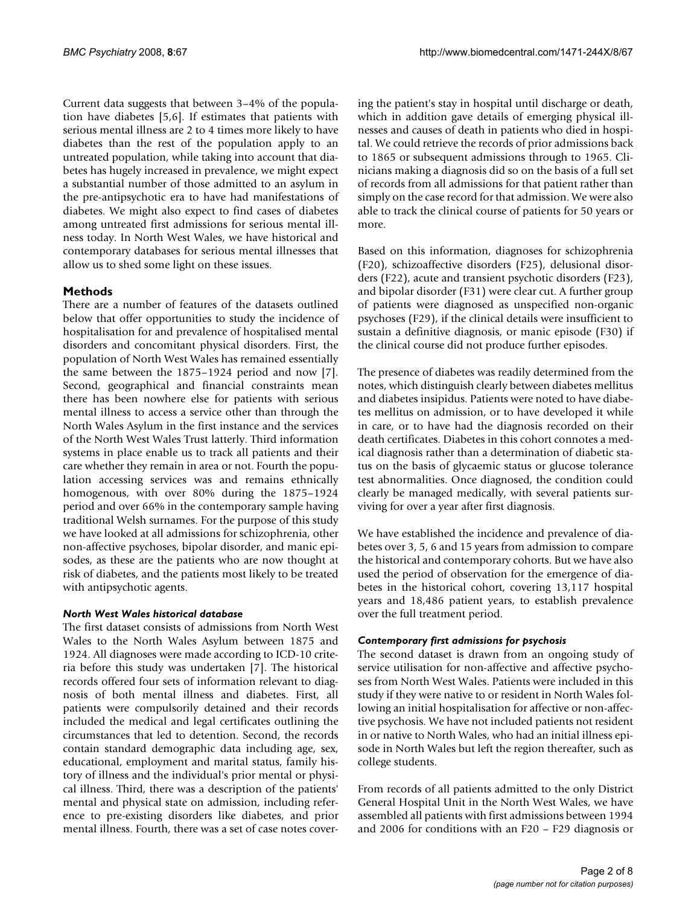Current data suggests that between 3–4% of the population have diabetes [5,6]. If estimates that patients with serious mental illness are 2 to 4 times more likely to have diabetes than the rest of the population apply to an untreated population, while taking into account that diabetes has hugely increased in prevalence, we might expect a substantial number of those admitted to an asylum in the pre-antipsychotic era to have had manifestations of diabetes. We might also expect to find cases of diabetes among untreated first admissions for serious mental illness today. In North West Wales, we have historical and contemporary databases for serious mental illnesses that allow us to shed some light on these issues.

## Methods

There are a number of features of the datasets outlined below that offer opportunities to study the incidence of hospitalisation for and prevalence of hospitalised mental disorders and concomitant physical disorders. First, the population of North West Wales has remained essentially the same between the 1875–1924 period and now [7]. Second, geographical and financial constraints mean there has been nowhere else for patients with serious mental illness to access a service other than through the North Wales Asylum in the first instance and the services of the North West Wales Trust latterly. Third information systems in place enable us to track all patients and their care whether they remain in area or not. Fourth the population accessing services was and remains ethnically homogenous, with over 80% during the 1875–1924 period and over 66% in the contemporary sample having traditional Welsh surnames. For the purpose of this study we have looked at all admissions for schizophrenia, other non-affective psychoses, bipolar disorder, and manic episodes, as these are the patients who are now thought at risk of diabetes, and the patients most likely to be treated with antipsychotic agents.

### *North West Wales historical database*

The first dataset consists of admissions from North West Wales to the North Wales Asylum between 1875 and 1924. All diagnoses were made according to ICD-10 criteria before this study was undertaken [7]. The historical records offered four sets of information relevant to diagnosis of both mental illness and diabetes. First, all patients were compulsorily detained and their records included the medical and legal certificates outlining the circumstances that led to detention. Second, the records contain standard demographic data including age, sex, educational, employment and marital status, family history of illness and the individual's prior mental or physical illness. Third, there was a description of the patients' mental and physical state on admission, including reference to pre-existing disorders like diabetes, and prior mental illness. Fourth, there was a set of case notes covering the patient's stay in hospital until discharge or death, which in addition gave details of emerging physical illnesses and causes of death in patients who died in hospital. We could retrieve the records of prior admissions back to 1865 or subsequent admissions through to 1965. Clinicians making a diagnosis did so on the basis of a full set of records from all admissions for that patient rather than simply on the case record for that admission. We were also able to track the clinical course of patients for 50 years or more.

Based on this information, diagnoses for schizophrenia (F20), schizoaffective disorders (F25), delusional disorders (F22), acute and transient psychotic disorders (F23), and bipolar disorder (F31) were clear cut. A further group of patients were diagnosed as unspecified non-organic psychoses (F29), if the clinical details were insufficient to sustain a definitive diagnosis, or manic episode (F30) if the clinical course did not produce further episodes.

The presence of diabetes was readily determined from the notes, which distinguish clearly between diabetes mellitus and diabetes insipidus. Patients were noted to have diabetes mellitus on admission, or to have developed it while in care, or to have had the diagnosis recorded on their death certificates. Diabetes in this cohort connotes a medical diagnosis rather than a determination of diabetic status on the basis of glycaemic status or glucose tolerance test abnormalities. Once diagnosed, the condition could clearly be managed medically, with several patients surviving for over a year after first diagnosis.

We have established the incidence and prevalence of diabetes over 3, 5, 6 and 15 years from admission to compare the historical and contemporary cohorts. But we have also used the period of observation for the emergence of diabetes in the historical cohort, covering 13,117 hospital years and 18,486 patient years, to establish prevalence over the full treatment period.

### *Contemporary first admissions for psychosis*

The second dataset is drawn from an ongoing study of service utilisation for non-affective and affective psychoses from North West Wales. Patients were included in this study if they were native to or resident in North Wales following an initial hospitalisation for affective or non-affective psychosis. We have not included patients not resident in or native to North Wales, who had an initial illness episode in North Wales but left the region thereafter, such as college students.

From records of all patients admitted to the only District General Hospital Unit in the North West Wales, we have assembled all patients with first admissions between 1994 and 2006 for conditions with an F20 – F29 diagnosis or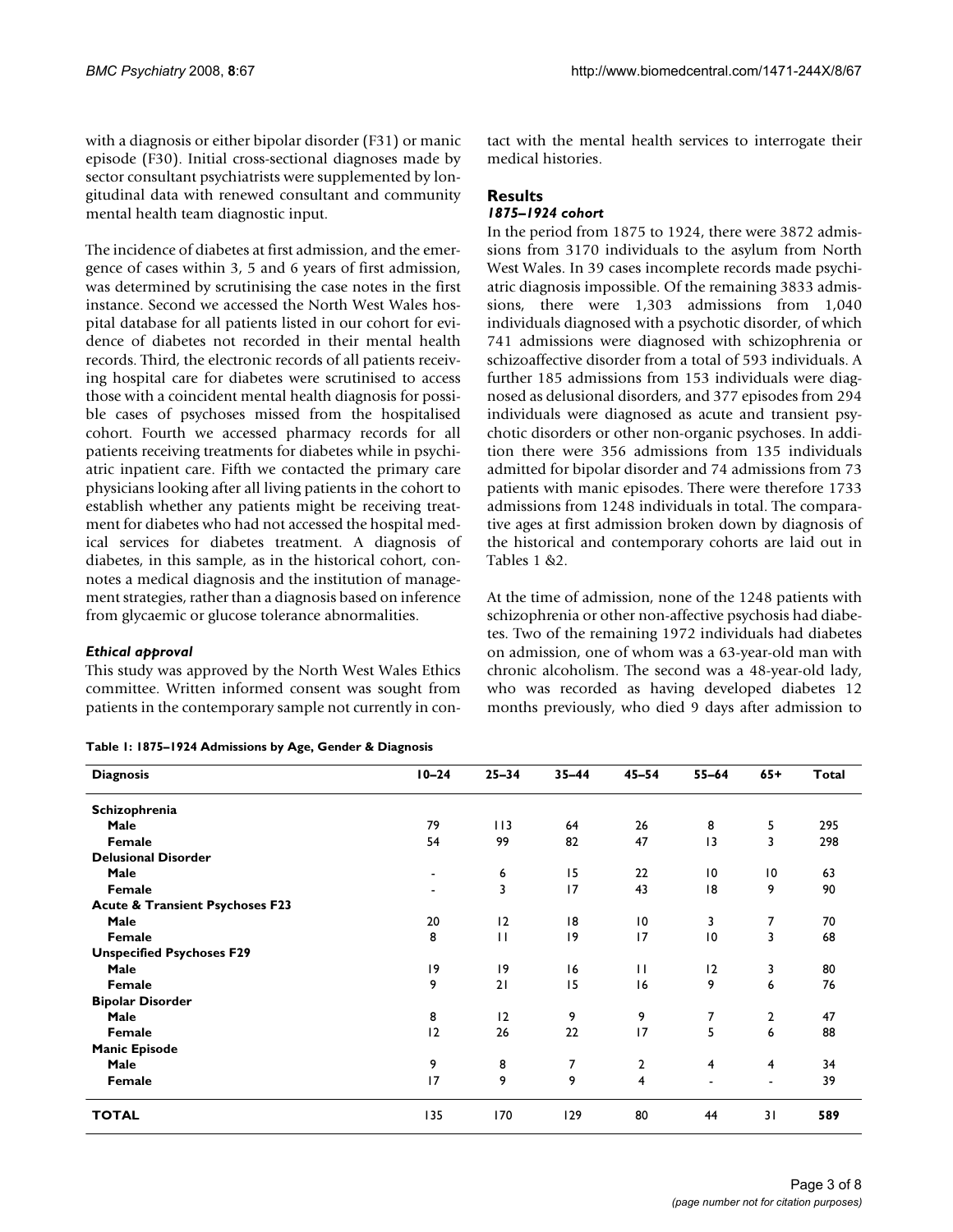with a diagnosis or either bipolar disorder (F31) or manic episode (F30). Initial cross-sectional diagnoses made by sector consultant psychiatrists were supplemented by longitudinal data with renewed consultant and community mental health team diagnostic input.

The incidence of diabetes at first admission, and the emergence of cases within 3, 5 and 6 years of first admission, was determined by scrutinising the case notes in the first instance. Second we accessed the North West Wales hospital database for all patients listed in our cohort for evidence of diabetes not recorded in their mental health records. Third, the electronic records of all patients receiving hospital care for diabetes were scrutinised to access those with a coincident mental health diagnosis for possible cases of psychoses missed from the hospitalised cohort. Fourth we accessed pharmacy records for all patients receiving treatments for diabetes while in psychiatric inpatient care. Fifth we contacted the primary care physicians looking after all living patients in the cohort to establish whether any patients might be receiving treatment for diabetes who had not accessed the hospital medical services for diabetes treatment. A diagnosis of diabetes, in this sample, as in the historical cohort, connotes a medical diagnosis and the institution of management strategies, rather than a diagnosis based on inference from glycaemic or glucose tolerance abnormalities.

### *Ethical approval*

This study was approved by the North West Wales Ethics committee. Written informed consent was sought from patients in the contemporary sample not currently in contact with the mental health services to interrogate their medical histories.

## Results

### *1875–1924 cohort*

In the period from 1875 to 1924, there were 3872 admissions from 3170 individuals to the asylum from North West Wales. In 39 cases incomplete records made psychiatric diagnosis impossible. Of the remaining 3833 admissions, there were 1,303 admissions from 1,040 individuals diagnosed with a psychotic disorder, of which 741 admissions were diagnosed with schizophrenia or schizoaffective disorder from a total of 593 individuals. A further 185 admissions from 153 individuals were diagnosed as delusional disorders, and 377 episodes from 294 individuals were diagnosed as acute and transient psychotic disorders or other non-organic psychoses. In addition there were 356 admissions from 135 individuals admitted for bipolar disorder and 74 admissions from 73 patients with manic episodes. There were therefore 1733 admissions from 1248 individuals in total. The comparative ages at first admission broken down by diagnosis of the historical and contemporary cohorts are laid out in Tables 1 &2.

At the time of admission, none of the 1248 patients with schizophrenia or other non-affective psychosis had diabetes. Two of the remaining 1972 individuals had diabetes on admission, one of whom was a 63-year-old man with chronic alcoholism. The second was a 48-year-old lady, who was recorded as having developed diabetes 12 months previously, who died 9 days after admission to

**Table 1: 1875–1924 Admissions by Age, Gender & Diagnosis**

| Diagnosis | 10–24 | 25–34 | 35–44 | 45–54 | 55–64 | 65+ | Total |
|---|---|---|---|---|---|---|---|
| **Schizophrenia** | | | | | | | |
| **Male** | 79 | 113 | 64 | 26 | 8 | 5 | 295 |
| **Female** | 54 | 99 | 82 | 47 | 13 | 3 | 298 |
| **Delusional Disorder** | | | | | | | |
| **Male** | - | 6 | 15 | 22 | 10 | 10 | 63 |
| **Female** | - | 3 | 17 | 43 | 18 | 9 | 90 |
| **Acute & Transient Psychoses F23** | | | | | | | |
| **Male** | 20 | 12 | 18 | 10 | 3 | 7 | 70 |
| **Female** | 8 | 11 | 19 | 17 | 10 | 3 | 68 |
| **Unspecified Psychoses F29** | | | | | | | |
| **Male** | 19 | 19 | 16 | 11 | 12 | 3 | 80 |
| **Female** | 9 | 21 | 15 | 16 | 9 | 6 | 76 |
| **Bipolar Disorder** | | | | | | | |
| **Male** | 8 | 12 | 9 | 9 | 7 | 2 | 47 |
| **Female** | 12 | 26 | 22 | 17 | 5 | 6 | 88 |
| **Manic Episode** | | | | | | | |
| **Male** | 9 | 8 | 7 | 2 | 4 | 4 | 34 |
| **Female** | 17 | 9 | 9 | 4 | - | - | 39 |
| **TOTAL** | 135 | 170 | 129 | 80 | 44 | 31 | **589** |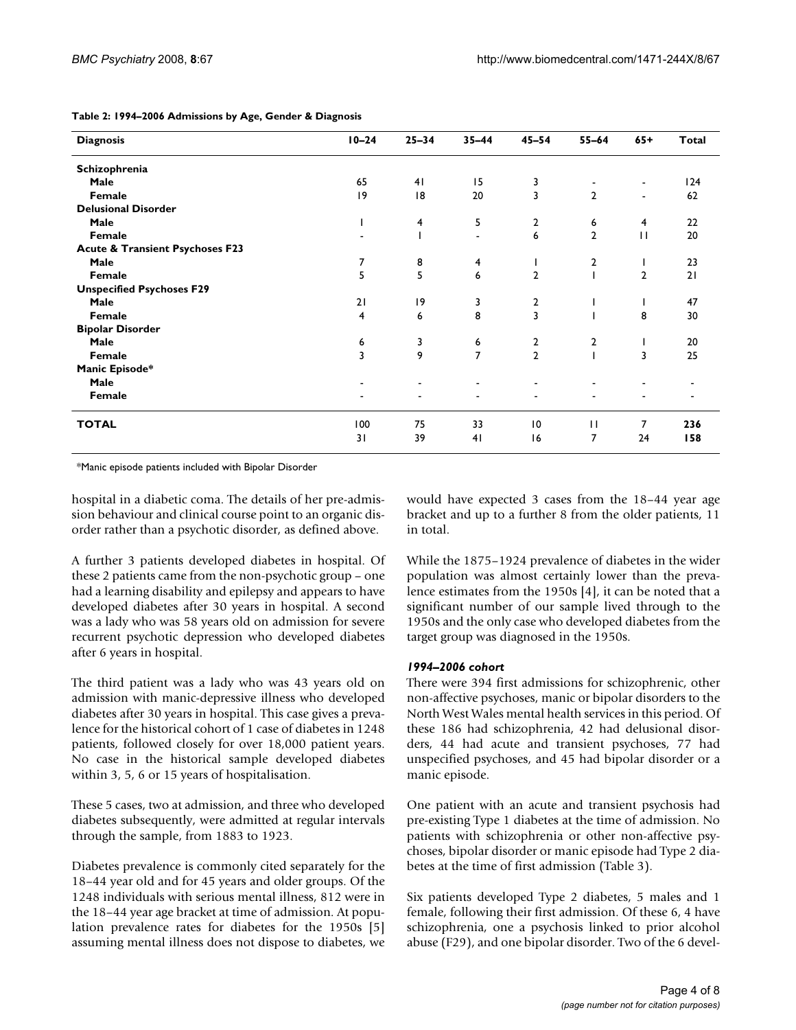**Table 2: 1994–2006 Admissions by Age, Gender & Diagnosis**

| Diagnosis | 10–24 | 25–34 | 35–44 | 45–54 | 55–64 | 65+ | Total |
|---|---|---|---|---|---|---|---|
| **Schizophrenia** | | | | | | | |
| **Male** | 65 | 41 | 15 | 3 | - | - | 124 |
| **Female** | 19 | 18 | 20 | 3 | 2 | - | 62 |
| **Delusional Disorder** | | | | | | | |
| **Male** | 1 | 4 | 5 | 2 | 6 | 4 | 22 |
| **Female** | - | 1 | - | 6 | 2 | 11 | 20 |
| **Acute & Transient Psychoses F23** | | | | | | | |
| **Male** | 7 | 8 | 4 | 1 | 2 | 1 | 23 |
| **Female** | 5 | 5 | 6 | 2 | 1 | 2 | 21 |
| **Unspecified Psychoses F29** | | | | | | | |
| **Male** | 21 | 19 | 3 | 2 | 1 | 1 | 47 |
| **Female** | 4 | 6 | 8 | 3 | 1 | 8 | 30 |
| **Bipolar Disorder** | | | | | | | |
| **Male** | 6 | 3 | 6 | 2 | 2 | 1 | 20 |
| **Female** | 3 | 9 | 7 | 2 | 1 | 3 | 25 |
| **Manic Episode*** | | | | | | | |
| **Male** | - | - | - | - | - | - | - |
| **Female** | - | - | - | - | - | - | - |
| **TOTAL** | 100 | 75 | 33 | 10 | 11 | 7 | **236** |
| | 31 | 39 | 41 | 16 | 7 | 24 | **158** |

*Manic episode patients included with Bipolar Disorder

hospital in a diabetic coma. The details of her pre-admission behaviour and clinical course point to an organic disorder rather than a psychotic disorder, as defined above.

A further 3 patients developed diabetes in hospital. Of these 2 patients came from the non-psychotic group – one had a learning disability and epilepsy and appears to have developed diabetes after 30 years in hospital. A second was a lady who was 58 years old on admission for severe recurrent psychotic depression who developed diabetes after 6 years in hospital.

The third patient was a lady who was 43 years old on admission with manic-depressive illness who developed diabetes after 30 years in hospital. This case gives a prevalence for the historical cohort of 1 case of diabetes in 1248 patients, followed closely for over 18,000 patient years. No case in the historical sample developed diabetes within 3, 5, 6 or 15 years of hospitalisation.

These 5 cases, two at admission, and three who developed diabetes subsequently, were admitted at regular intervals through the sample, from 1883 to 1923.

Diabetes prevalence is commonly cited separately for the 18–44 year old and for 45 years and older groups. Of the 1248 individuals with serious mental illness, 812 were in the 18–44 year age bracket at time of admission. At population prevalence rates for diabetes for the 1950s [5] assuming mental illness does not dispose to diabetes, we would have expected 3 cases from the 18–44 year age bracket and up to a further 8 from the older patients, 11 in total.

While the 1875–1924 prevalence of diabetes in the wider population was almost certainly lower than the prevalence estimates from the 1950s [4], it can be noted that a significant number of our sample lived through to the 1950s and the only case who developed diabetes from the target group was diagnosed in the 1950s.

### *1994–2006 cohort*

There were 394 first admissions for schizophrenic, other non-affective psychoses, manic or bipolar disorders to the North West Wales mental health services in this period. Of these 186 had schizophrenia, 42 had delusional disorders, 44 had acute and transient psychoses, 77 had unspecified psychoses, and 45 had bipolar disorder or a manic episode.

One patient with an acute and transient psychosis had pre-existing Type 1 diabetes at the time of admission. No patients with schizophrenia or other non-affective psychoses, bipolar disorder or manic episode had Type 2 diabetes at the time of first admission (Table 3).

Six patients developed Type 2 diabetes, 5 males and 1 female, following their first admission. Of these 6, 4 have schizophrenia, one a psychosis linked to prior alcohol abuse (F29), and one bipolar disorder. Two of the 6 devel-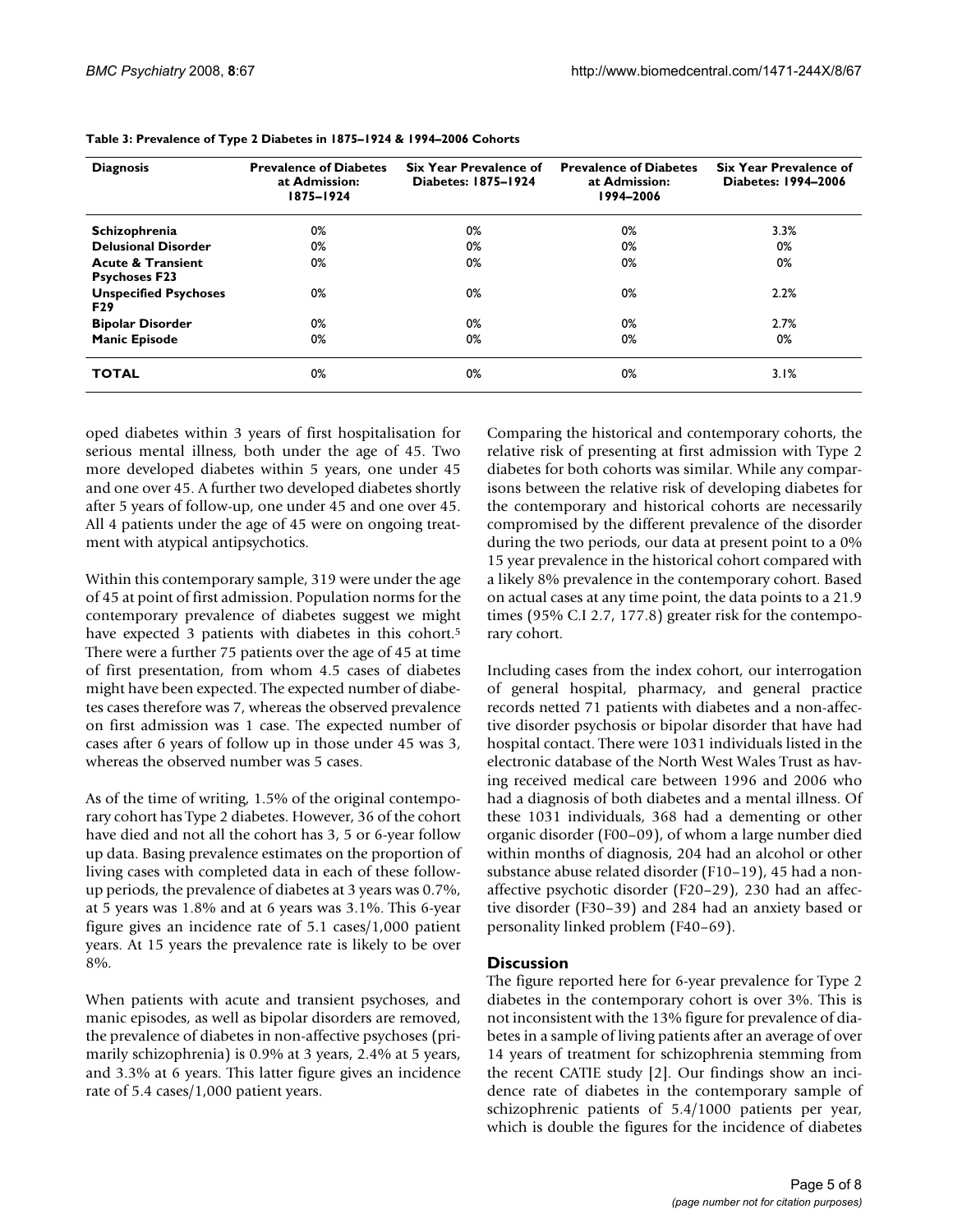**Table 3: Prevalence of Type 2 Diabetes in 1875–1924 & 1994–2006 Cohorts**

| Diagnosis | Prevalence of Diabetes at Admission: 1875–1924 | Six Year Prevalence of Diabetes: 1875–1924 | Prevalence of Diabetes at Admission: 1994–2006 | Six Year Prevalence of Diabetes: 1994–2006 |
|---|---|---|---|---|
| **Schizophrenia** | 0% | 0% | 0% | 3.3% |
| **Delusional Disorder** | 0% | 0% | 0% | 0% |
| **Acute & Transient Psychoses F23** | 0% | 0% | 0% | 0% |
| **Unspecified Psychoses F29** | 0% | 0% | 0% | 2.2% |
| **Bipolar Disorder** | 0% | 0% | 0% | 2.7% |
| **Manic Episode** | 0% | 0% | 0% | 0% |
| **TOTAL** | 0% | 0% | 0% | 3.1% |

oped diabetes within 3 years of first hospitalisation for serious mental illness, both under the age of 45. Two more developed diabetes within 5 years, one under 45 and one over 45. A further two developed diabetes shortly after 5 years of follow-up, one under 45 and one over 45. All 4 patients under the age of 45 were on ongoing treatment with atypical antipsychotics.

Within this contemporary sample, 319 were under the age of 45 at point of first admission. Population norms for the contemporary prevalence of diabetes suggest we might have expected 3 patients with diabetes in this cohort.[5] There were a further 75 patients over the age of 45 at time of first presentation, from whom 4.5 cases of diabetes might have been expected. The expected number of diabetes cases therefore was 7, whereas the observed prevalence on first admission was 1 case. The expected number of cases after 6 years of follow up in those under 45 was 3, whereas the observed number was 5 cases.

As of the time of writing, 1.5% of the original contemporary cohort has Type 2 diabetes. However, 36 of the cohort have died and not all the cohort has 3, 5 or 6-year follow up data. Basing prevalence estimates on the proportion of living cases with completed data in each of these follow-up periods, the prevalence of diabetes at 3 years was 0.7%, at 5 years was 1.8% and at 6 years was 3.1%. This 6-year figure gives an incidence rate of 5.1 cases/1,000 patient years. At 15 years the prevalence rate is likely to be over 8%.

When patients with acute and transient psychoses, and manic episodes, as well as bipolar disorders are removed, the prevalence of diabetes in non-affective psychoses (primarily schizophrenia) is 0.9% at 3 years, 2.4% at 5 years, and 3.3% at 6 years. This latter figure gives an incidence rate of 5.4 cases/1,000 patient years.

Comparing the historical and contemporary cohorts, the relative risk of presenting at first admission with Type 2 diabetes for both cohorts was similar. While any comparisons between the relative risk of developing diabetes for the contemporary and historical cohorts are necessarily compromised by the different prevalence of the disorder during the two periods, our data at present point to a 0% 15 year prevalence in the historical cohort compared with a likely 8% prevalence in the contemporary cohort. Based on actual cases at any time point, the data points to a 21.9 times (95% C.I 2.7, 177.8) greater risk for the contemporary cohort.

Including cases from the index cohort, our interrogation of general hospital, pharmacy, and general practice records netted 71 patients with diabetes and a non-affective disorder psychosis or bipolar disorder that have had hospital contact. There were 1031 individuals listed in the electronic database of the North West Wales Trust as having received medical care between 1996 and 2006 who had a diagnosis of both diabetes and a mental illness. Of these 1031 individuals, 368 had a dementing or other organic disorder (F00–09), of whom a large number died within months of diagnosis, 204 had an alcohol or other substance abuse related disorder (F10–19), 45 had a non-affective psychotic disorder (F20–29), 230 had an affective disorder (F30–39) and 284 had an anxiety based or personality linked problem (F40–69).

## Discussion

The figure reported here for 6-year prevalence for Type 2 diabetes in the contemporary cohort is over 3%. This is not inconsistent with the 13% figure for prevalence of diabetes in a sample of living patients after an average of over 14 years of treatment for schizophrenia stemming from the recent CATIE study [2]. Our findings show an incidence rate of diabetes in the contemporary sample of schizophrenic patients of 5.4/1000 patients per year, which is double the figures for the incidence of diabetes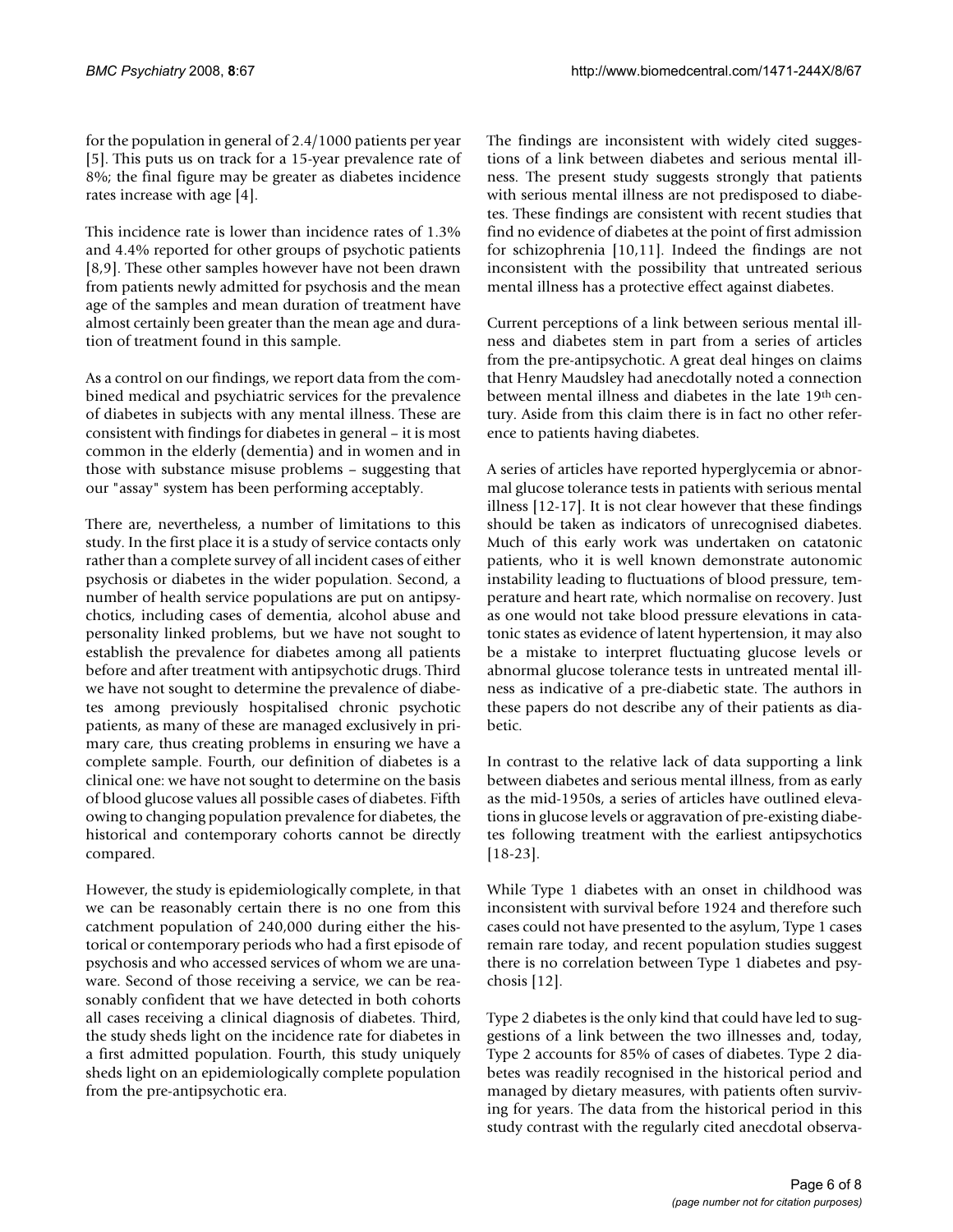for the population in general of 2.4/1000 patients per year [5]. This puts us on track for a 15-year prevalence rate of 8%; the final figure may be greater as diabetes incidence rates increase with age [4].

This incidence rate is lower than incidence rates of 1.3% and 4.4% reported for other groups of psychotic patients [8,9]. These other samples however have not been drawn from patients newly admitted for psychosis and the mean age of the samples and mean duration of treatment have almost certainly been greater than the mean age and duration of treatment found in this sample.

As a control on our findings, we report data from the combined medical and psychiatric services for the prevalence of diabetes in subjects with any mental illness. These are consistent with findings for diabetes in general – it is most common in the elderly (dementia) and in women and in those with substance misuse problems – suggesting that our "assay" system has been performing acceptably.

There are, nevertheless, a number of limitations to this study. In the first place it is a study of service contacts only rather than a complete survey of all incident cases of either psychosis or diabetes in the wider population. Second, a number of health service populations are put on antipsychotics, including cases of dementia, alcohol abuse and personality linked problems, but we have not sought to establish the prevalence for diabetes among all patients before and after treatment with antipsychotic drugs. Third we have not sought to determine the prevalence of diabetes among previously hospitalised chronic psychotic patients, as many of these are managed exclusively in primary care, thus creating problems in ensuring we have a complete sample. Fourth, our definition of diabetes is a clinical one: we have not sought to determine on the basis of blood glucose values all possible cases of diabetes. Fifth owing to changing population prevalence for diabetes, the historical and contemporary cohorts cannot be directly compared.

However, the study is epidemiologically complete, in that we can be reasonably certain there is no one from this catchment population of 240,000 during either the historical or contemporary periods who had a first episode of psychosis and who accessed services of whom we are unaware. Second of those receiving a service, we can be reasonably confident that we have detected in both cohorts all cases receiving a clinical diagnosis of diabetes. Third, the study sheds light on the incidence rate for diabetes in a first admitted population. Fourth, this study uniquely sheds light on an epidemiologically complete population from the pre-antipsychotic era.

The findings are inconsistent with widely cited suggestions of a link between diabetes and serious mental illness. The present study suggests strongly that patients with serious mental illness are not predisposed to diabetes. These findings are consistent with recent studies that find no evidence of diabetes at the point of first admission for schizophrenia [10,11]. Indeed the findings are not inconsistent with the possibility that untreated serious mental illness has a protective effect against diabetes.

Current perceptions of a link between serious mental illness and diabetes stem in part from a series of articles from the pre-antipsychotic. A great deal hinges on claims that Henry Maudsley had anecdotally noted a connection between mental illness and diabetes in the late 19th century. Aside from this claim there is in fact no other reference to patients having diabetes.

A series of articles have reported hyperglycemia or abnormal glucose tolerance tests in patients with serious mental illness [12-17]. It is not clear however that these findings should be taken as indicators of unrecognised diabetes. Much of this early work was undertaken on catatonic patients, who it is well known demonstrate autonomic instability leading to fluctuations of blood pressure, temperature and heart rate, which normalise on recovery. Just as one would not take blood pressure elevations in catatonic states as evidence of latent hypertension, it may also be a mistake to interpret fluctuating glucose levels or abnormal glucose tolerance tests in untreated mental illness as indicative of a pre-diabetic state. The authors in these papers do not describe any of their patients as diabetic.

In contrast to the relative lack of data supporting a link between diabetes and serious mental illness, from as early as the mid-1950s, a series of articles have outlined elevations in glucose levels or aggravation of pre-existing diabetes following treatment with the earliest antipsychotics [18-23].

While Type 1 diabetes with an onset in childhood was inconsistent with survival before 1924 and therefore such cases could not have presented to the asylum, Type 1 cases remain rare today, and recent population studies suggest there is no correlation between Type 1 diabetes and psychosis [12].

Type 2 diabetes is the only kind that could have led to suggestions of a link between the two illnesses and, today, Type 2 accounts for 85% of cases of diabetes. Type 2 diabetes was readily recognised in the historical period and managed by dietary measures, with patients often surviving for years. The data from the historical period in this study contrast with the regularly cited anecdotal observa-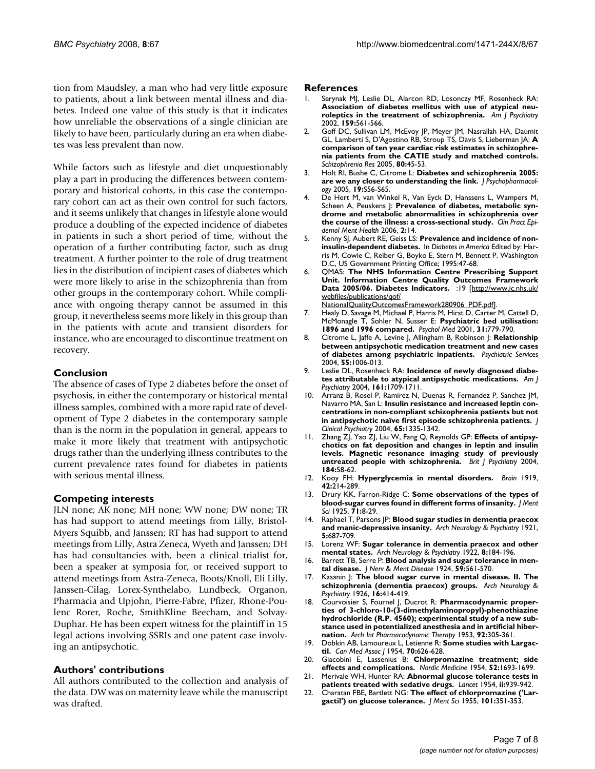tion from Maudsley, a man who had very little exposure to patients, about a link between mental illness and diabetes. Indeed one value of this study is that it indicates how unreliable the observations of a single clinician are likely to have been, particularly during an era when diabetes was less prevalent than now.

While factors such as lifestyle and diet unquestionably play a part in producing the differences between contemporary and historical cohorts, in this case the contemporary cohort can act as their own control for such factors, and it seems unlikely that changes in lifestyle alone would produce a doubling of the expected incidence of diabetes in patients in such a short period of time, without the operation of a further contributing factor, such as drug treatment. A further pointer to the role of drug treatment lies in the distribution of incipient cases of diabetes which were more likely to arise in the schizophrenia than from other groups in the contemporary cohort. While compliance with ongoing therapy cannot be assumed in this group, it nevertheless seems more likely in this group than in the patients with acute and transient disorders for instance, who are encouraged to discontinue treatment on recovery.

## Conclusion

The absence of cases of Type 2 diabetes before the onset of psychosis, in either the contemporary or historical mental illness samples, combined with a more rapid rate of development of Type 2 diabetes in the contemporary sample than is the norm in the population in general, appears to make it more likely that treatment with antipsychotic drugs rather than the underlying illness contributes to the current prevalence rates found for diabetes in patients with serious mental illness.

## Competing interests

JLN none; AK none; MH none; WW none; DW none; TR has had support to attend meetings from Lilly, Bristol-Myers Squibb, and Janssen; RT has had support to attend meetings from Lilly, Astra Zeneca, Wyeth and Janssen; DH has had consultancies with, been a clinical trialist for, been a speaker at symposia for, or received support to attend meetings from Astra-Zeneca, Boots/Knoll, Eli Lilly, Janssen-Cilag, Lorex-Synthelabo, Lundbeck, Organon, Pharmacia and Upjohn, Pierre-Fabre, Pfizer, Rhone-Poulenc Rorer, Roche, SmithKline Beecham, and Solvay-Duphar. He has been expert witness for the plaintiff in 15 legal actions involving SSRIs and one patent case involving an antipsychotic.

## Authors' contributions

All authors contributed to the collection and analysis of the data. DW was on maternity leave while the manuscript was drafted.

## References

1. Serynak MJ, Leslie DL, Alarcon RD, Losonczy MF, Rosenheck RA: **Association of diabetes mellitus with use of atypical neuroleptics in the treatment of schizophrenia.** *Am J Psychiatry* 2002, **159:**561-566.
2. Goff DC, Sullivan LM, McEvoy JP, Meyer JM, Nasrallah HA, Daumit GL, Lamberti S, D'Agostino RB, Stroup TS, Davis S, Lieberman JA: **A comparison of ten year cardiac risk estimates in schizophrenia patients from the CATIE study and matched controls.** *Schizophrenia Res* 2005, **80:**45-53.
3. Holt RI, Bushe C, Citrome L: **Diabetes and schizophrenia 2005: are we any closer to understanding the link.** *J Psychopharmacology* 2005, **19:**S56-S65.
4. De Hert M, van Winkel R, Van Eyck D, Hanssens L, Wampers M, Scheen A, Peuskens J: **Prevalence of diabetes, metabolic syndrome and metabolic abnormalities in schizophrenia over the course of the illness: a cross-sectional study.** *Clin Pract Epidemol Ment Health* 2006, **2:**14.
5. Kenny SJ, Aubert RE, Geiss LS: **Prevalence and incidence of non-insulin-dependent diabetes.** In *Diabetes in America* Edited by: Harris M, Cowie C, Reiber G, Boyko E, Stern M, Bennett P. Washington D.C, US Government Printing Office; 1995:47-68.
6. QMAS: **The NHS Information Centre Prescribing Support Unit. Information Centre Quality Outcomes Framework Data 2005/06. Diabetes Indicators.** :19 [http://www.ic.nhs.uk/webfiles/publications/qof/NationalQualityOutcomesFramework280906_PDF.pdf].
7. Healy D, Savage M, Michael P, Harris M, Hirst D, Carter M, Cattell D, McMonagle T, Sohler N, Susser E: **Psychiatric bed utilisation: 1896 and 1996 compared.** *Psychol Med* 2001, **31:**779-790.
8. Citrome L, Jaffe A, Levine J, Allingham B, Robinson J: **Relationship between antipsychotic medication treatment and new cases of diabetes among psychiatric inpatients.** *Psychiatric Services* 2004, **55:**1006-013.
9. Leslie DL, Rosenheck RA: **Incidence of newly diagnosed diabetes attributable to atypical antipsychotic medications.** *Am J Psychiatry* 2004, **161:**1709-1711.
10. Arranz B, Rosel P, Ramirez N, Duenas R, Fernandez P, Sanchez JM, Navarro MA, San L: **Insulin resistance and increased leptin concentrations in non-compliant schizophrenia patients but not in antipsychotic naïve first episode schizophrenia patients.** *J Clinical Psychiatry* 2004, **65:**1335-1342.
11. Zhang ZJ, Yao ZJ, Liu W, Fang Q, Reynolds GP: **Effects of antipsychotics on fat deposition and changes in leptin and insulin levels. Magnetic resonance imaging study of previously untreated people with schizophrenia.** *Brit J Psychiatry* 2004, **184:**58-62.
12. Kooy FH: **Hyperglycemia in mental disorders.** *Brain* 1919, **42:**214-289.
13. Drury KK, Farron-Ridge C: **Some observations of the types of blood-sugar curves found in different forms of insanity.** *J Ment Sci* 1925, **71:**8-29.
14. Raphael T, Parsons JP: **Blood sugar studies in dementia praecox and manic-depressive insanity.** *Arch Neurology & Psychiatry* 1921, **5:**687-709.
15. Lorenz WF: **Sugar tolerance in dementia praecox and other mental states.** *Arch Neurology & Psychiatry* 1922, **8:**184-196.
16. Barrett TB, Serre P: **Blood analysis and sugar tolerance in mental disease.** *J Nerv & Ment Disease* 1924, **59:**561-570.
17. Kasanin J: **The blood sugar curve in mental disease. II. The schizophrenia (dementia praecox) groups.** *Arch Neurology & Psychiatry* 1926, **16:**414-419.
18. Courvoisier S, Fournel J, Ducrot R: **Pharmacodynamic properties of 3-chloro-10-(3-dimethylaminopropyl)-phenothiazine hydrochloride (R.P. 4560); experimental study of a new substance used in potentialized anesthesia and in artificial hibernation.** *Arch Int Pharmacodynamic Therapy* 1953, **92:**305-361.
19. Dobkin AB, Lamoureux L, Letienne R: **Some studies with Largactil.** *Can Med Assoc J* 1954, **70:**626-628.
20. Giacobini E, Lassenius B: **Chlorpromazine treatment; side effects and complications.** *Nordic Medicine* 1954, **52:**1693-1699.
21. Merivale WH, Hunter RA: **Abnormal glucose tolerance tests in patients treated with sedative drugs.** *Lancet* 1954, **ii:**939-942.
22. Charatan FBE, Bartlett NG: **The effect of chlorpromazine ('Largactil') on glucose tolerance.** *J Ment Sci* 1955, **101:**351-353.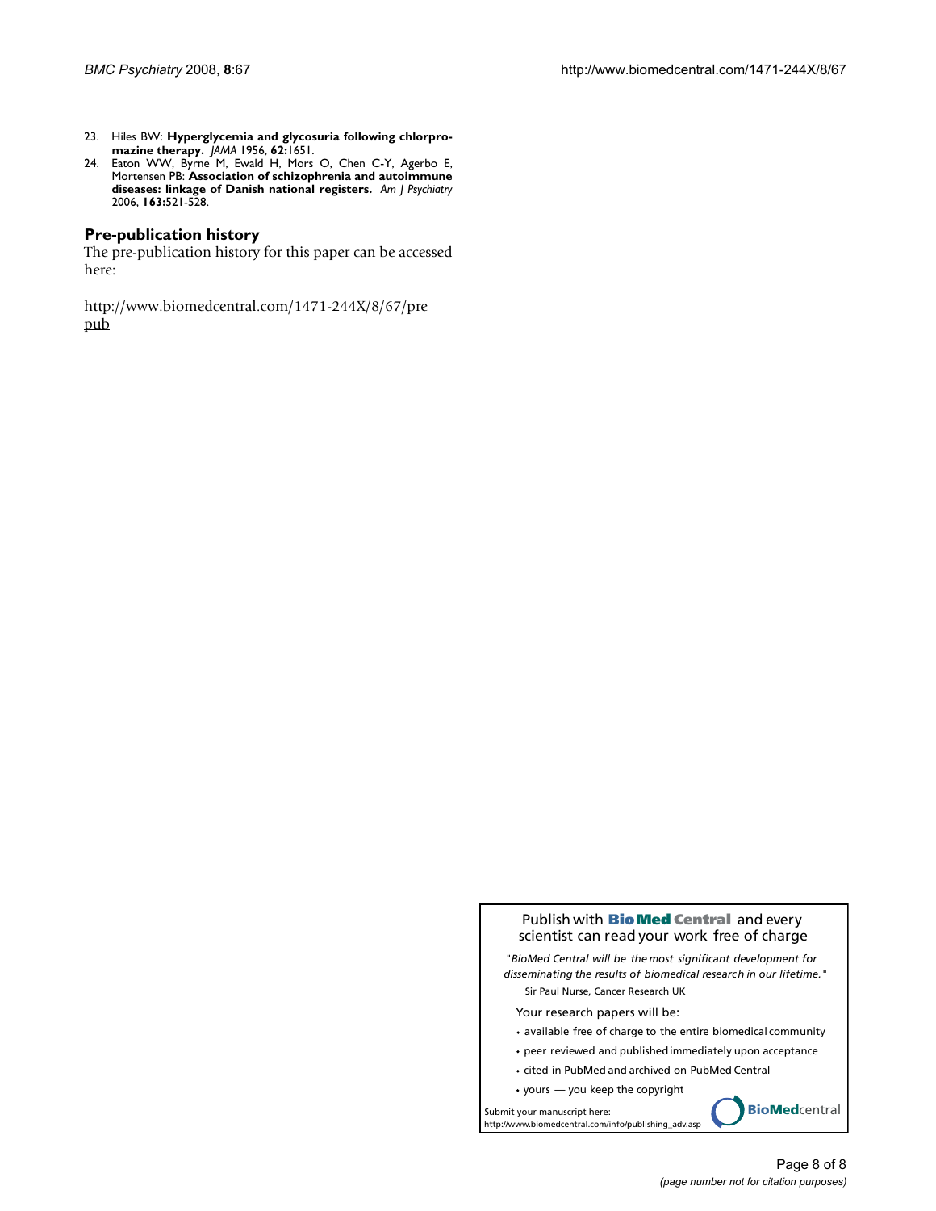23. Hiles BW: **Hyperglycemia and glycosuria following chlorpromazine therapy.** *JAMA* 1956, **62:**1651.
24. Eaton WW, Byrne M, Ewald H, Mors O, Chen C-Y, Agerbo E, Mortensen PB: **Association of schizophrenia and autoimmune diseases: linkage of Danish national registers.** *Am J Psychiatry* 2006, **163:**521-528.

## Pre-publication history

The pre-publication history for this paper can be accessed here:

http://www.biomedcentral.com/1471-244X/8/67/prepub

Publish with **BioMed Central** and every scientist can read your work free of charge

*"BioMed Central will be the most significant development for disseminating the results of biomedical research in our lifetime."*

Sir Paul Nurse, Cancer Research UK

Your research papers will be:

- available free of charge to the entire biomedical community
- peer reviewed and published immediately upon acceptance
- cited in PubMed and archived on PubMed Central
- yours — you keep the copyright

Submit your manuscript here:
http://www.biomedcentral.com/info/publishing_adv.asp

**BioMed**central